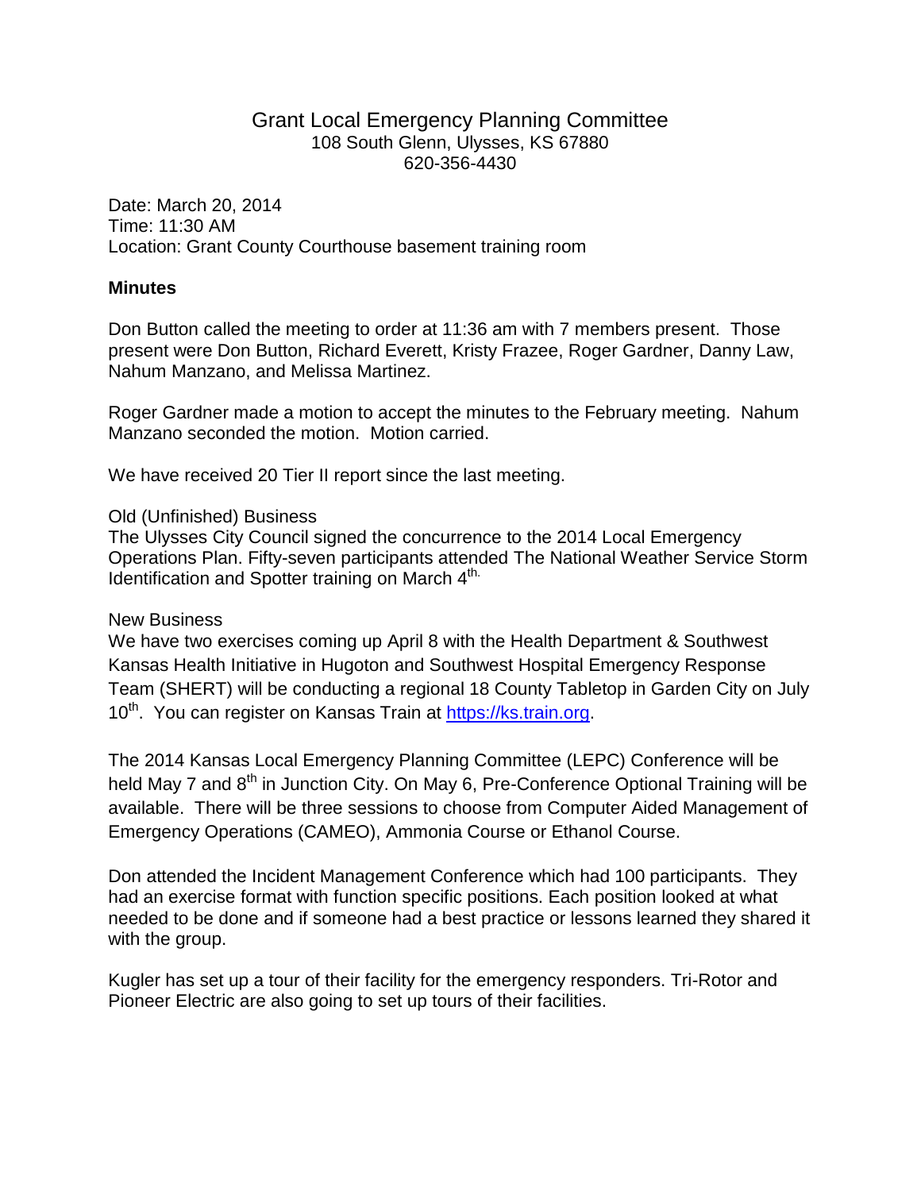# Grant Local Emergency Planning Committee

108 South Glenn, Ulysses, KS 67880
620-356-4430

Date: March 20, 2014
Time: 11:30 AM
Location: Grant County Courthouse basement training room

**Minutes**

Don Button called the meeting to order at 11:36 am with 7 members present. Those present were Don Button, Richard Everett, Kristy Frazee, Roger Gardner, Danny Law, Nahum Manzano, and Melissa Martinez.

Roger Gardner made a motion to accept the minutes to the February meeting. Nahum Manzano seconded the motion. Motion carried.

We have received 20 Tier II report since the last meeting.

Old (Unfinished) Business
The Ulysses City Council signed the concurrence to the 2014 Local Emergency Operations Plan. Fifty-seven participants attended The National Weather Service Storm Identification and Spotter training on March 4th.

New Business
We have two exercises coming up April 8 with the Health Department & Southwest Kansas Health Initiative in Hugoton and Southwest Hospital Emergency Response Team (SHERT) will be conducting a regional 18 County Tabletop in Garden City on July 10th. You can register on Kansas Train at https://ks.train.org.

The 2014 Kansas Local Emergency Planning Committee (LEPC) Conference will be held May 7 and 8th in Junction City. On May 6, Pre-Conference Optional Training will be available. There will be three sessions to choose from Computer Aided Management of Emergency Operations (CAMEO), Ammonia Course or Ethanol Course.

Don attended the Incident Management Conference which had 100 participants. They had an exercise format with function specific positions. Each position looked at what needed to be done and if someone had a best practice or lessons learned they shared it with the group.

Kugler has set up a tour of their facility for the emergency responders. Tri-Rotor and Pioneer Electric are also going to set up tours of their facilities.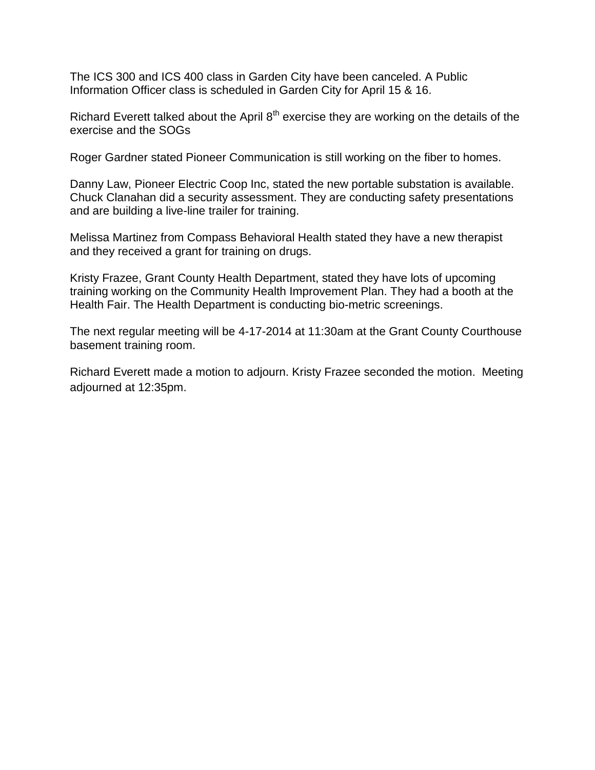The ICS 300 and ICS 400 class in Garden City have been canceled. A Public Information Officer class is scheduled in Garden City for April 15 & 16.

Richard Everett talked about the April 8th exercise they are working on the details of the exercise and the SOGs

Roger Gardner stated Pioneer Communication is still working on the fiber to homes.

Danny Law, Pioneer Electric Coop Inc, stated the new portable substation is available. Chuck Clanahan did a security assessment. They are conducting safety presentations and are building a live-line trailer for training.

Melissa Martinez from Compass Behavioral Health stated they have a new therapist and they received a grant for training on drugs.

Kristy Frazee, Grant County Health Department, stated they have lots of upcoming training working on the Community Health Improvement Plan. They had a booth at the Health Fair. The Health Department is conducting bio-metric screenings.

The next regular meeting will be 4-17-2014 at 11:30am at the Grant County Courthouse basement training room.

Richard Everett made a motion to adjourn. Kristy Frazee seconded the motion. Meeting adjourned at 12:35pm.